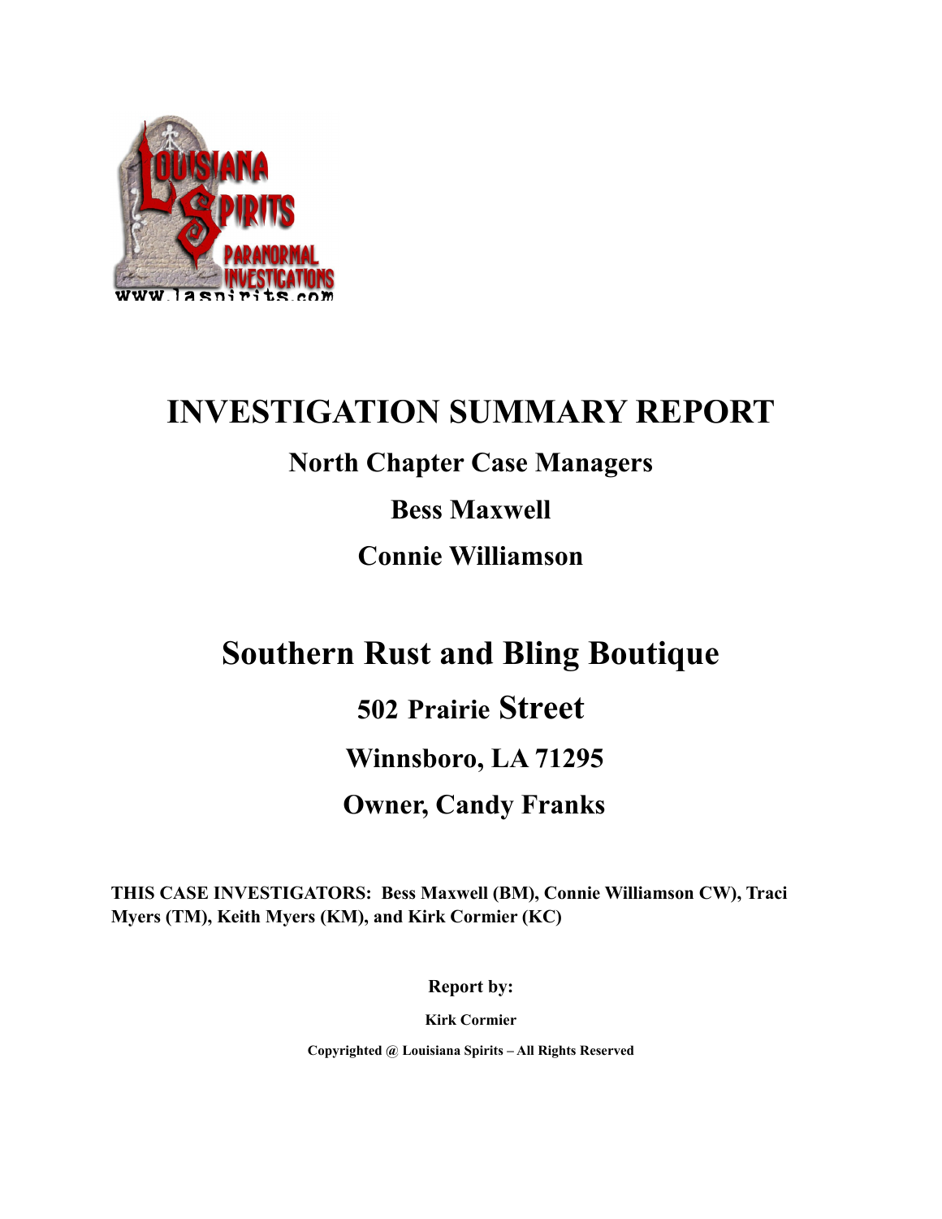# INVESTIGATION SUMMARY REPORT

## North Chapter Case Managers

## Bess Maxwell

## Connie Williamson

# Southern Rust and Bling Boutique

## 502 Prairie Street

## Winnsboro, LA 71295

## Owner, Candy Franks

**THIS CASE INVESTIGATORS: Bess Maxwell (BM), Connie Williamson CW), Traci Myers (TM), Keith Myers (KM), and Kirk Cormier (KC)**

**Report by:**

**Kirk Cormier**

**Copyrighted @ Louisiana Spirits – All Rights Reserved**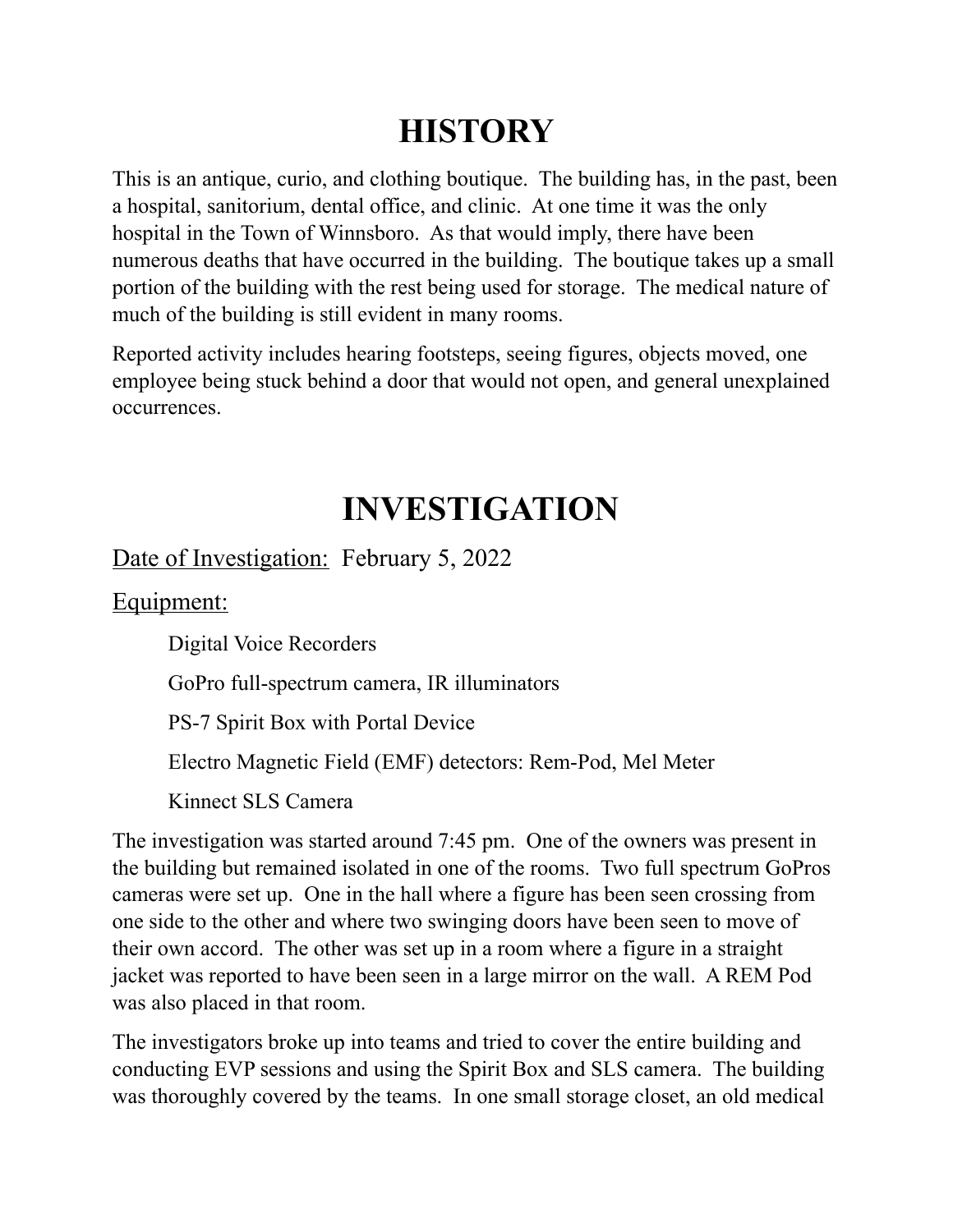# HISTORY

This is an antique, curio, and clothing boutique. The building has, in the past, been a hospital, sanitorium, dental office, and clinic. At one time it was the only hospital in the Town of Winnsboro. As that would imply, there have been numerous deaths that have occurred in the building. The boutique takes up a small portion of the building with the rest being used for storage. The medical nature of much of the building is still evident in many rooms.

Reported activity includes hearing footsteps, seeing figures, objects moved, one employee being stuck behind a door that would not open, and general unexplained occurrences.

# INVESTIGATION

Date of Investigation: February 5, 2022

Equipment:

- Digital Voice Recorders
- GoPro full-spectrum camera, IR illuminators
- PS-7 Spirit Box with Portal Device
- Electro Magnetic Field (EMF) detectors: Rem-Pod, Mel Meter
- Kinnect SLS Camera

The investigation was started around 7:45 pm. One of the owners was present in the building but remained isolated in one of the rooms. Two full spectrum GoPros cameras were set up. One in the hall where a figure has been seen crossing from one side to the other and where two swinging doors have been seen to move of their own accord. The other was set up in a room where a figure in a straight jacket was reported to have been seen in a large mirror on the wall. A REM Pod was also placed in that room.

The investigators broke up into teams and tried to cover the entire building and conducting EVP sessions and using the Spirit Box and SLS camera. The building was thoroughly covered by the teams. In one small storage closet, an old medical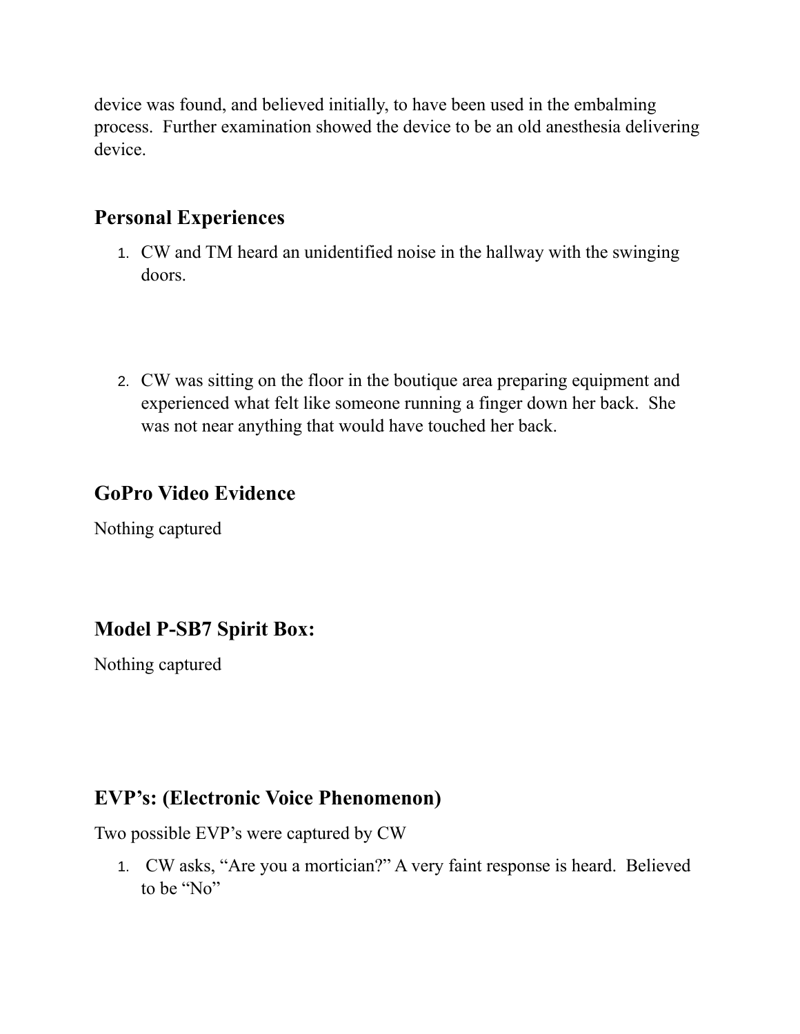device was found, and believed initially, to have been used in the embalming process. Further examination showed the device to be an old anesthesia delivering device.

## Personal Experiences

1. CW and TM heard an unidentified noise in the hallway with the swinging doors.

2. CW was sitting on the floor in the boutique area preparing equipment and experienced what felt like someone running a finger down her back. She was not near anything that would have touched her back.

## GoPro Video Evidence

Nothing captured

## Model P-SB7 Spirit Box:

Nothing captured

## EVP's: (Electronic Voice Phenomenon)

Two possible EVP's were captured by CW

1. CW asks, "Are you a mortician?" A very faint response is heard. Believed to be "No"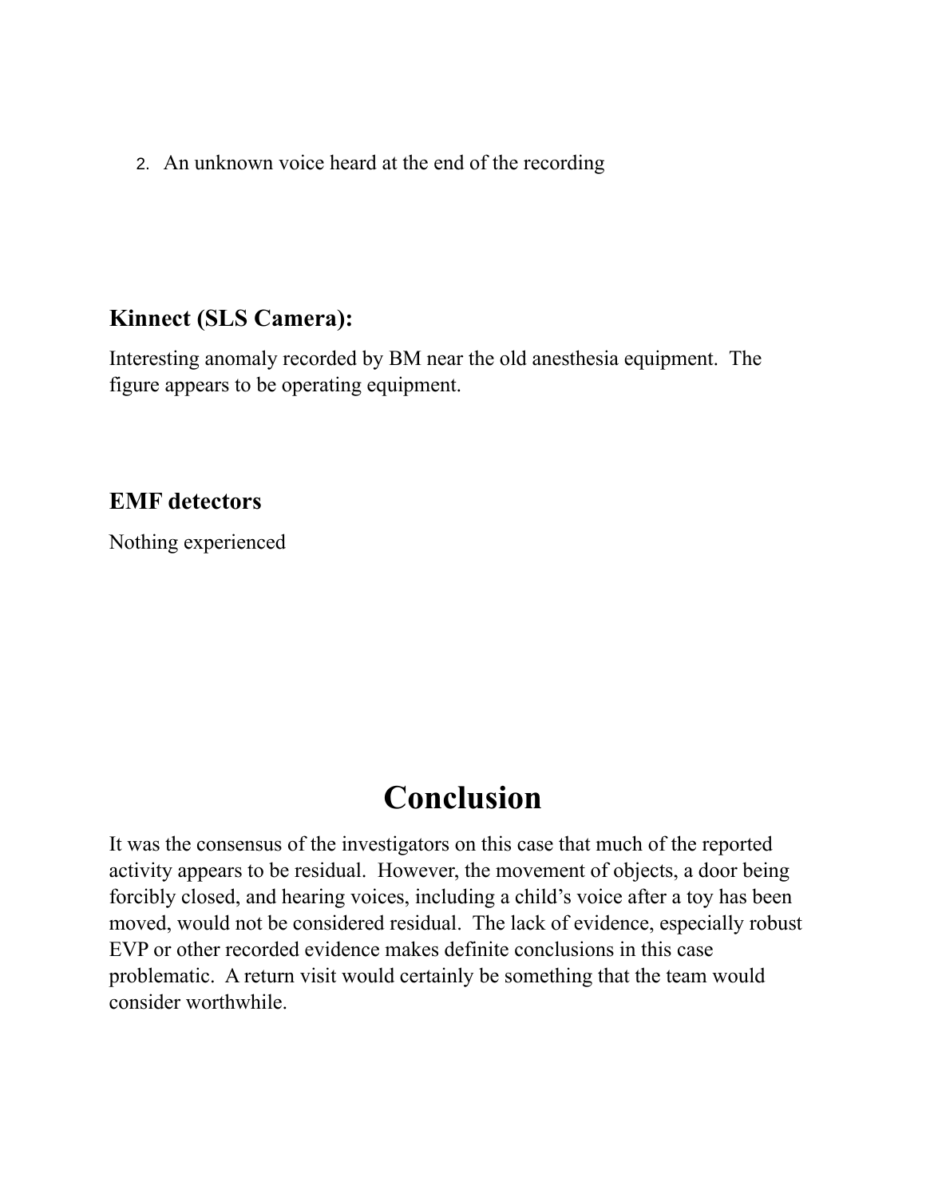2. An unknown voice heard at the end of the recording

### Kinnect (SLS Camera):

Interesting anomaly recorded by BM near the old anesthesia equipment. The figure appears to be operating equipment.

### EMF detectors

Nothing experienced

# Conclusion

It was the consensus of the investigators on this case that much of the reported activity appears to be residual. However, the movement of objects, a door being forcibly closed, and hearing voices, including a child's voice after a toy has been moved, would not be considered residual. The lack of evidence, especially robust EVP or other recorded evidence makes definite conclusions in this case problematic. A return visit would certainly be something that the team would consider worthwhile.